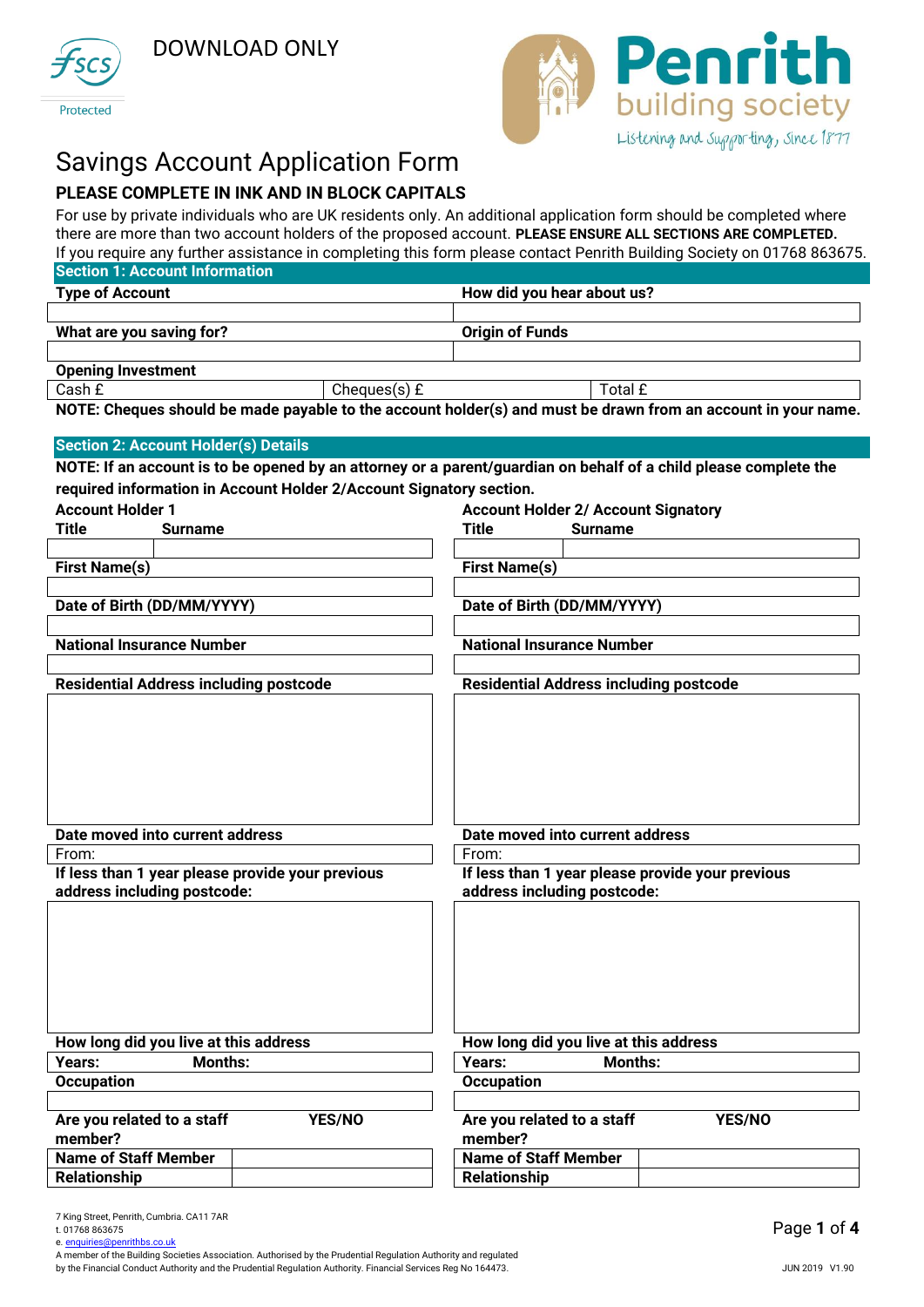DOWNLOAD ONLY

Protected

**Penrith** building society

Listening and Supporting, Since 1877

# Savings Account Application Form

## PLEASE COMPLETE IN INK AND IN BLOCK CAPITALS

For use by private individuals who are UK residents only. An additional application form should be completed where there are more than two account holders of the proposed account. **PLEASE ENSURE ALL SECTIONS ARE COMPLETED.**
If you require any further assistance in completing this form please contact Penrith Building Society on 01768 863675.

### Section 1: Account Information

| Type of Account | How did you hear about us? |
|---|---|
| | |
| **What are you saving for?** | **Origin of Funds** |
| | |

**Opening Investment**

| Cash £ | Cheques(s) £ | Total £ |
|---|---|---|

**NOTE: Cheques should be made payable to the account holder(s) and must be drawn from an account in your name.**

### Section 2: Account Holder(s) Details

**NOTE: If an account is to be opened by an attorney or a parent/guardian on behalf of a child please complete the required information in Account Holder 2/Account Signatory section.**

| Account Holder 1 | Account Holder 2/ Account Signatory |
|---|---|
| **Title** / **Surname** | **Title** / **Surname** |
| | |
| **First Name(s)** | **First Name(s)** |
| | |
| **Date of Birth (DD/MM/YYYY)** | **Date of Birth (DD/MM/YYYY)** |
| | |
| **National Insurance Number** | **National Insurance Number** |
| | |
| **Residential Address including postcode** | **Residential Address including postcode** |
| | |
| **Date moved into current address** | **Date moved into current address** |
| From: | From: |
| **If less than 1 year please provide your previous address including postcode:** | **If less than 1 year please provide your previous address including postcode:** |
| | |
| **How long did you live at this address** | **How long did you live at this address** |
| **Years:** **Months:** | **Years:** **Months:** |
| **Occupation** | **Occupation** |
| | |
| **Are you related to a staff member?** **YES/NO** | **Are you related to a staff member?** **YES/NO** |
| **Name of Staff Member** | **Name of Staff Member** |
| **Relationship** | **Relationship** |

7 King Street, Penrith, Cumbria. CA11 7AR
t. 01768 863675
e. enquiries@penrithbs.co.uk
A member of the Building Societies Association. Authorised by the Prudential Regulation Authority and regulated by the Financial Conduct Authority and the Prudential Regulation Authority. Financial Services Reg No 164473.

JUN 2019 V1.90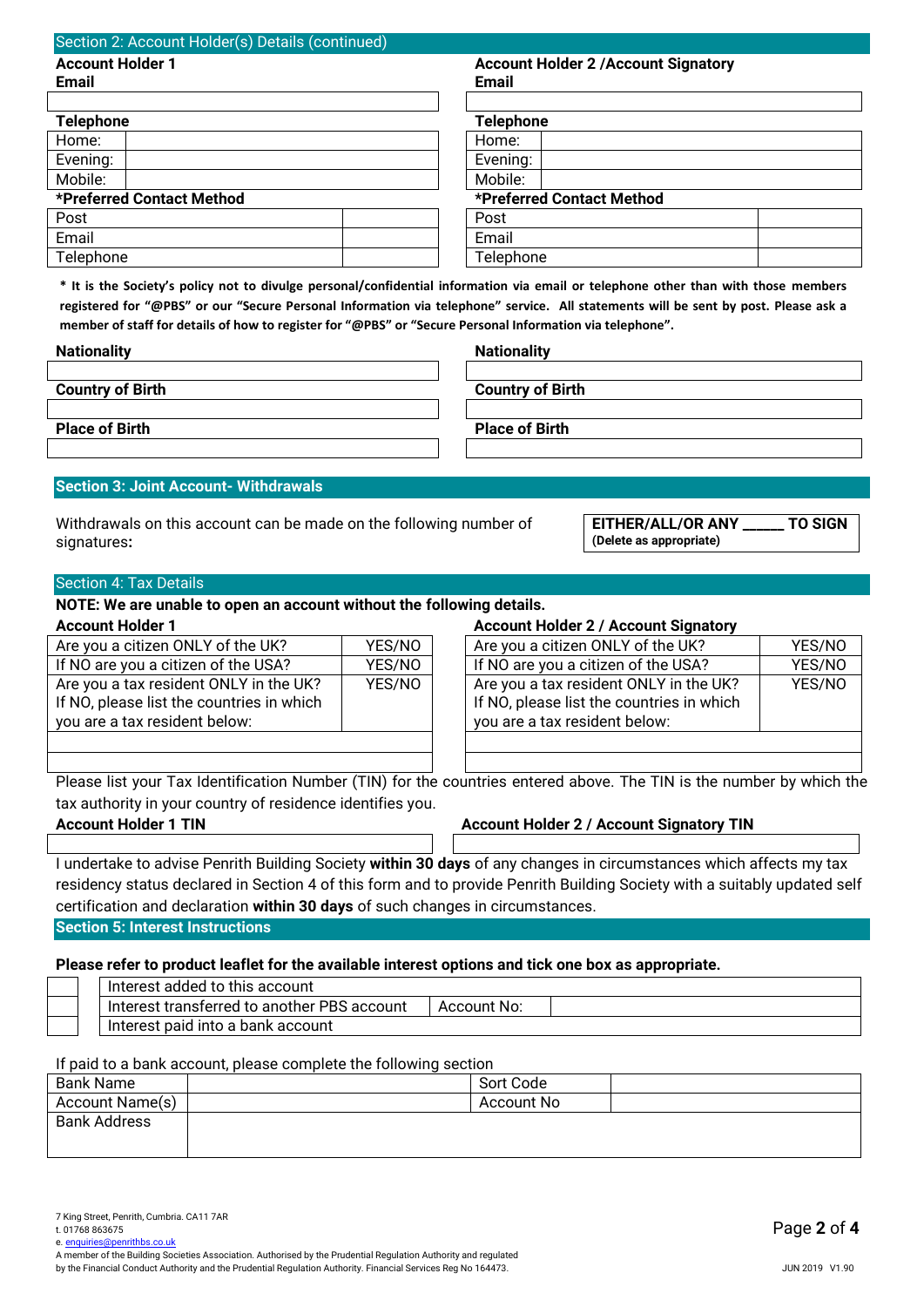## Section 2: Account Holder(s) Details (continued)

**Account Holder 1**

**Email**

| |
|---|
| |

**Telephone**

| | |
|---|---|
| Home: | |
| Evening: | |
| Mobile: | |

***Preferred Contact Method**

| | |
|---|---|
| Post | |
| Email | |
| Telephone | |

**Account Holder 2 /Account Signatory**

**Email**

| |
|---|
| |

**Telephone**

| | |
|---|---|
| Home: | |
| Evening: | |
| Mobile: | |

***Preferred Contact Method**

| | |
|---|---|
| Post | |
| Email | |
| Telephone | |

*** It is the Society's policy not to divulge personal/confidential information via email or telephone other than with those members registered for "@PBS" or our "Secure Personal Information via telephone" service. All statements will be sent by post. Please ask a member of staff for details of how to register for "@PBS" or "Secure Personal Information via telephone".**

| Account Holder 1 | Account Holder 2 / Account Signatory |
|---|---|
| **Nationality** | **Nationality** |
| | |
| **Country of Birth** | **Country of Birth** |
| | |
| **Place of Birth** | **Place of Birth** |
| | |

## Section 3: Joint Account- Withdrawals

Withdrawals on this account can be made on the following number of signatures:

**EITHER/ALL/OR ANY _____ TO SIGN**
**(Delete as appropriate)**

## Section 4: Tax Details

**NOTE: We are unable to open an account without the following details.**

**Account Holder 1**

| | |
|---|---|
| Are you a citizen ONLY of the UK? | YES/NO |
| If NO are you a citizen of the USA? | YES/NO |
| Are you a tax resident ONLY in the UK? If NO, please list the countries in which you are a tax resident below: | YES/NO |
| | |
| | |

**Account Holder 2 / Account Signatory**

| | |
|---|---|
| Are you a citizen ONLY of the UK? | YES/NO |
| If NO are you a citizen of the USA? | YES/NO |
| Are you a tax resident ONLY in the UK? If NO, please list the countries in which you are a tax resident below: | YES/NO |
| | |
| | |

Please list your Tax Identification Number (TIN) for the countries entered above. The TIN is the number by which the tax authority in your country of residence identifies you.

| Account Holder 1 TIN | Account Holder 2 / Account Signatory TIN |
|---|---|
| | |

I undertake to advise Penrith Building Society **within 30 days** of any changes in circumstances which affects my tax residency status declared in Section 4 of this form and to provide Penrith Building Society with a suitably updated self certification and declaration **within 30 days** of such changes in circumstances.

## Section 5: Interest Instructions

**Please refer to product leaflet for the available interest options and tick one box as appropriate.**

| | | | |
|---|---|---|---|
| ☐ | Interest added to this account | | |
| ☐ | Interest transferred to another PBS account | Account No: | |
| ☐ | Interest paid into a bank account | | |

If paid to a bank account, please complete the following section

| | | | |
|---|---|---|---|
| Bank Name | | Sort Code | |
| Account Name(s) | | Account No | |
| Bank Address | | | |

7 King Street, Penrith, Cumbria. CA11 7AR
t. 01768 863675
e. enquiries@penrithbs.co.uk
A member of the Building Societies Association. Authorised by the Prudential Regulation Authority and regulated by the Financial Conduct Authority and the Prudential Regulation Authority. Financial Services Reg No 164473.

JUN 2019 V1.90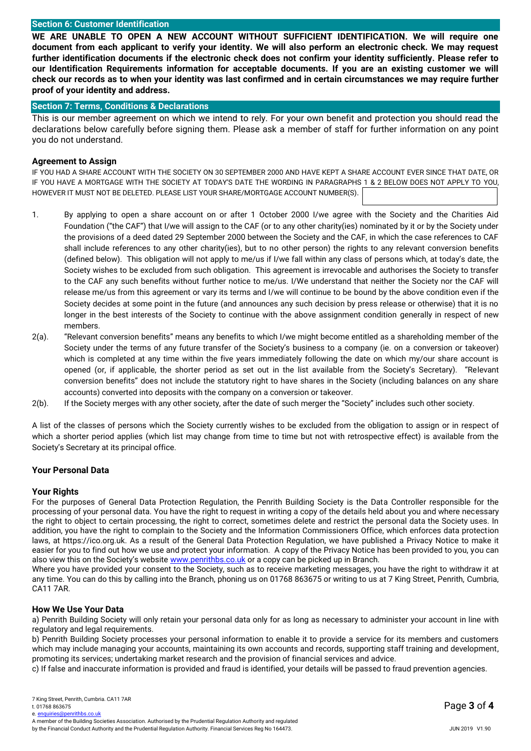## Section 6: Customer Identification

**WE ARE UNABLE TO OPEN A NEW ACCOUNT WITHOUT SUFFICIENT IDENTIFICATION. We will require one document from each applicant to verify your identity. We will also perform an electronic check. We may request further identification documents if the electronic check does not confirm your identity sufficiently. Please refer to our Identification Requirements information for acceptable documents. If you are an existing customer we will check our records as to when your identity was last confirmed and in certain circumstances we may require further proof of your identity and address.**

## Section 7: Terms, Conditions & Declarations

This is our member agreement on which we intend to rely. For your own benefit and protection you should read the declarations below carefully before signing them. Please ask a member of staff for further information on any point you do not understand.

### Agreement to Assign

IF YOU HAD A SHARE ACCOUNT WITH THE SOCIETY ON 30 SEPTEMBER 2000 AND HAVE KEPT A SHARE ACCOUNT EVER SINCE THAT DATE, OR IF YOU HAVE A MORTGAGE WITH THE SOCIETY AT TODAY'S DATE THE WORDING IN PARAGRAPHS 1 & 2 BELOW DOES NOT APPLY TO YOU, HOWEVER IT MUST NOT BE DELETED. PLEASE LIST YOUR SHARE/MORTGAGE ACCOUNT NUMBER(S).

1. By applying to open a share account on or after 1 October 2000 I/we agree with the Society and the Charities Aid Foundation ("the CAF") that I/we will assign to the CAF (or to any other charity(ies) nominated by it or by the Society under the provisions of a deed dated 29 September 2000 between the Society and the CAF, in which the case references to CAF shall include references to any other charity(ies), but to no other person) the rights to any relevant conversion benefits (defined below). This obligation will not apply to me/us if I/we fall within any class of persons which, at today's date, the Society wishes to be excluded from such obligation. This agreement is irrevocable and authorises the Society to transfer to the CAF any such benefits without further notice to me/us. I/We understand that neither the Society nor the CAF will release me/us from this agreement or vary its terms and I/we will continue to be bound by the above condition even if the Society decides at some point in the future (and announces any such decision by press release or otherwise) that it is no longer in the best interests of the Society to continue with the above assignment condition generally in respect of new members.

2(a). "Relevant conversion benefits" means any benefits to which I/we might become entitled as a shareholding member of the Society under the terms of any future transfer of the Society's business to a company (ie. on a conversion or takeover) which is completed at any time within the five years immediately following the date on which my/our share account is opened (or, if applicable, the shorter period as set out in the list available from the Society's Secretary). "Relevant conversion benefits" does not include the statutory right to have shares in the Society (including balances on any share accounts) converted into deposits with the company on a conversion or takeover.

2(b). If the Society merges with any other society, after the date of such merger the "Society" includes such other society.

A list of the classes of persons which the Society currently wishes to be excluded from the obligation to assign or in respect of which a shorter period applies (which list may change from time to time but not with retrospective effect) is available from the Society's Secretary at its principal office.

### Your Personal Data

### Your Rights

For the purposes of General Data Protection Regulation, the Penrith Building Society is the Data Controller responsible for the processing of your personal data. You have the right to request in writing a copy of the details held about you and where necessary the right to object to certain processing, the right to correct, sometimes delete and restrict the personal data the Society uses. In addition, you have the right to complain to the Society and the Information Commissioners Office, which enforces data protection laws, at https://ico.org.uk. As a result of the General Data Protection Regulation, we have published a Privacy Notice to make it easier for you to find out how we use and protect your information. A copy of the Privacy Notice has been provided to you, you can also view this on the Society's website www.penrithbs.co.uk or a copy can be picked up in Branch.

Where you have provided your consent to the Society, such as to receive marketing messages, you have the right to withdraw it at any time. You can do this by calling into the Branch, phoning us on 01768 863675 or writing to us at 7 King Street, Penrith, Cumbria, CA11 7AR.

### How We Use Your Data

a) Penrith Building Society will only retain your personal data only for as long as necessary to administer your account in line with regulatory and legal requirements.

b) Penrith Building Society processes your personal information to enable it to provide a service for its members and customers which may include managing your accounts, maintaining its own accounts and records, supporting staff training and development, promoting its services; undertaking market research and the provision of financial services and advice.

c) If false and inaccurate information is provided and fraud is identified, your details will be passed to fraud prevention agencies.

7 King Street, Penrith, Cumbria. CA11 7AR
t. 01768 863675
e. enquiries@penrithbs.co.uk
A member of the Building Societies Association. Authorised by the Prudential Regulation Authority and regulated by the Financial Conduct Authority and the Prudential Regulation Authority. Financial Services Reg No 164473.

JUN 2019 V1.90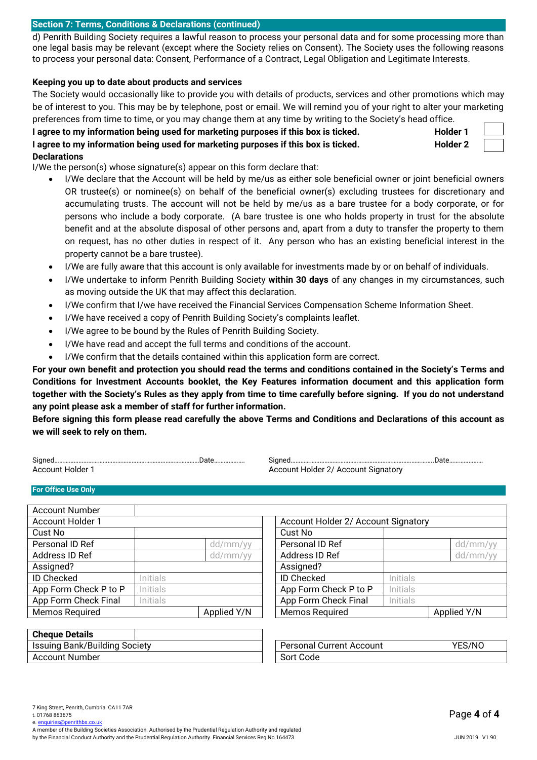## Section 7: Terms, Conditions & Declarations (continued)

d) Penrith Building Society requires a lawful reason to process your personal data and for some processing more than one legal basis may be relevant (except where the Society relies on Consent). The Society uses the following reasons to process your personal data: Consent, Performance of a Contract, Legal Obligation and Legitimate Interests.

**Keeping you up to date about products and services**

The Society would occasionally like to provide you with details of products, services and other promotions which may be of interest to you. This may be by telephone, post or email. We will remind you of your right to alter your marketing preferences from time to time, or you may change them at any time by writing to the Society's head office.

**I agree to my information being used for marketing purposes if this box is ticked.** **Holder 1** ☐

**I agree to my information being used for marketing purposes if this box is ticked.** **Holder 2** ☐

**Declarations**

I/We the person(s) whose signature(s) appear on this form declare that:

- I/We declare that the Account will be held by me/us as either sole beneficial owner or joint beneficial owners OR trustee(s) or nominee(s) on behalf of the beneficial owner(s) excluding trustees for discretionary and accumulating trusts. The account will not be held by me/us as a bare trustee for a body corporate, or for persons who include a body corporate. (A bare trustee is one who holds property in trust for the absolute benefit and at the absolute disposal of other persons and, apart from a duty to transfer the property to them on request, has no other duties in respect of it. Any person who has an existing beneficial interest in the property cannot be a bare trustee).
- I/We are fully aware that this account is only available for investments made by or on behalf of individuals.
- I/We undertake to inform Penrith Building Society **within 30 days** of any changes in my circumstances, such as moving outside the UK that may affect this declaration.
- I/We confirm that I/we have received the Financial Services Compensation Scheme Information Sheet.
- I/We have received a copy of Penrith Building Society's complaints leaflet.
- I/We agree to be bound by the Rules of Penrith Building Society.
- I/We have read and accept the full terms and conditions of the account.
- I/We confirm that the details contained within this application form are correct.

**For your own benefit and protection you should read the terms and conditions contained in the Society's Terms and Conditions for Investment Accounts booklet, the Key Features information document and this application form together with the Society's Rules as they apply from time to time carefully before signing. If you do not understand any point please ask a member of staff for further information.**

**Before signing this form please read carefully the above Terms and Conditions and Declarations of this account as we will seek to rely on them.**

Signed……………………………………………Date………………
Account Holder 1

Signed……………………………………………Date………………
Account Holder 2/ Account Signatory

### For Office Use Only

| | | |
|---|---|---|
| Account Number | | |
| Account Holder 1 | | |
| Cust No | | |
| Personal ID Ref | | dd/mm/yy |
| Address ID Ref | | dd/mm/yy |
| Assigned? | | |
| ID Checked | Initials | |
| App Form Check P to P | Initials | |
| App Form Check Final | Initials | |
| Memos Required | | Applied Y/N |

| | | |
|---|---|---|
| Account Holder 2/ Account Signatory | | |
| Cust No | | |
| Personal ID Ref | | dd/mm/yy |
| Address ID Ref | | dd/mm/yy |
| Assigned? | | |
| ID Checked | Initials | |
| App Form Check P to P | Initials | |
| App Form Check Final | Initials | |
| Memos Required | | Applied Y/N |

| | |
|---|---|
| **Cheque Details** | |
| Issuing Bank/Building Society | |
| Account Number | |

| | |
|---|---|
| Personal Current Account | YES/NO |
| Sort Code | |

7 King Street, Penrith, Cumbria. CA11 7AR
t. 01768 863675
e. enquiries@penrithbs.co.uk
A member of the Building Societies Association. Authorised by the Prudential Regulation Authority and regulated by the Financial Conduct Authority and the Prudential Regulation Authority. Financial Services Reg No 164473.

JUN 2019 V1.90